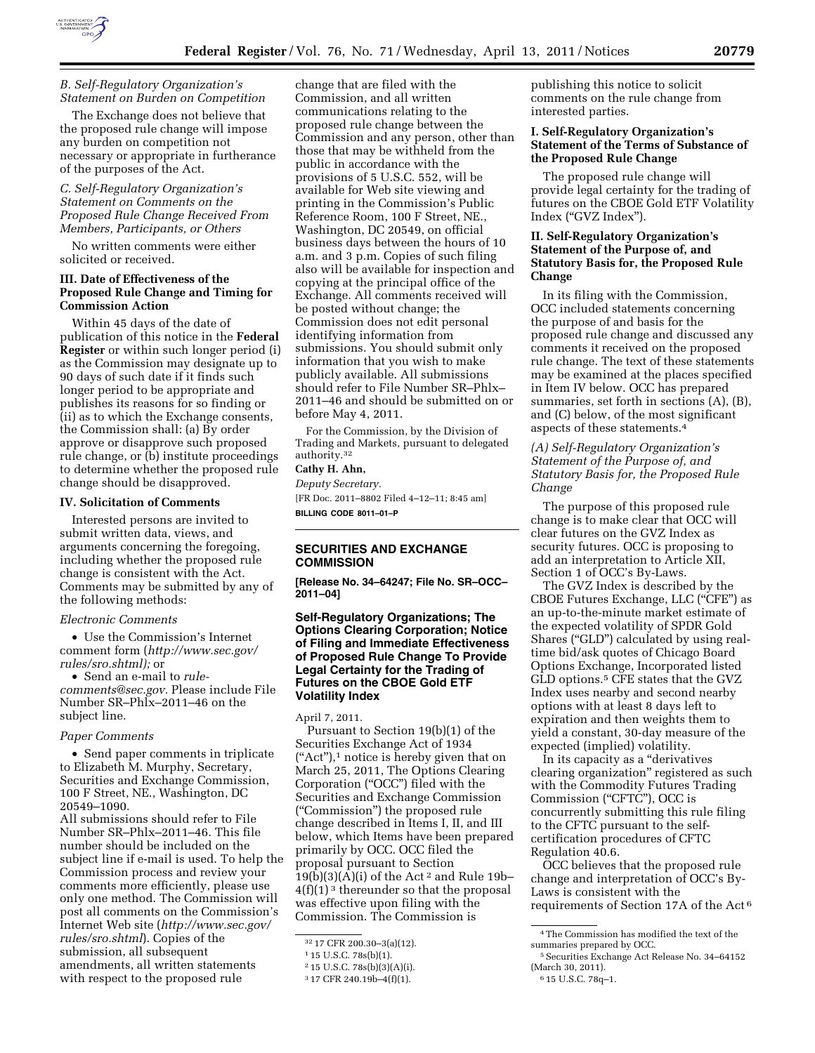### B. Self-Regulatory Organization's Statement on Burden on Competition

The Exchange does not believe that the proposed rule change will impose any burden on competition not necessary or appropriate in furtherance of the purposes of the Act.

### C. Self-Regulatory Organization's Statement on Comments on the Proposed Rule Change Received From Members, Participants, or Others

No written comments were either solicited or received.

## III. Date of Effectiveness of the Proposed Rule Change and Timing for Commission Action

Within 45 days of the date of publication of this notice in the **Federal Register** or within such longer period (i) as the Commission may designate up to 90 days of such date if it finds such longer period to be appropriate and publishes its reasons for so finding or (ii) as to which the Exchange consents, the Commission shall: (a) By order approve or disapprove such proposed rule change, or (b) institute proceedings to determine whether the proposed rule change should be disapproved.

## IV. Solicitation of Comments

Interested persons are invited to submit written data, views, and arguments concerning the foregoing, including whether the proposed rule change is consistent with the Act. Comments may be submitted by any of the following methods:

*Electronic Comments*

- Use the Commission's Internet comment form (*http://www.sec.gov/rules/sro.shtml*); or
- Send an e-mail to *rule-comments@sec.gov*. Please include File Number SR–Phlx–2011–46 on the subject line.

*Paper Comments*

- Send paper comments in triplicate to Elizabeth M. Murphy, Secretary, Securities and Exchange Commission, 100 F Street, NE., Washington, DC 20549–1090.

All submissions should refer to File Number SR–Phlx–2011–46. This file number should be included on the subject line if e-mail is used. To help the Commission process and review your comments more efficiently, please use only one method. The Commission will post all comments on the Commission's Internet Web site (*http://www.sec.gov/rules/sro.shtml*). Copies of the submission, all subsequent amendments, all written statements with respect to the proposed rule change that are filed with the Commission, and all written communications relating to the proposed rule change between the Commission and any person, other than those that may be withheld from the public in accordance with the provisions of 5 U.S.C. 552, will be available for Web site viewing and printing in the Commission's Public Reference Room, 100 F Street, NE., Washington, DC 20549, on official business days between the hours of 10 a.m. and 3 p.m. Copies of such filing also will be available for inspection and copying at the principal office of the Exchange. All comments received will be posted without change; the Commission does not edit personal identifying information from submissions. You should submit only information that you wish to make publicly available. All submissions should refer to File Number SR–Phlx–2011–46 and should be submitted on or before May 4, 2011.

For the Commission, by the Division of Trading and Markets, pursuant to delegated authority.[32]

**Cathy H. Ahn,**

*Deputy Secretary.*

[FR Doc. 2011–8802 Filed 4–12–11; 8:45 am]

**BILLING CODE 8011–01–P**

[32] 17 CFR 200.30–3(a)(12).

---

## SECURITIES AND EXCHANGE COMMISSION

**[Release No. 34–64247; File No. SR–OCC–2011–04]**

### Self-Regulatory Organizations; The Options Clearing Corporation; Notice of Filing and Immediate Effectiveness of Proposed Rule Change To Provide Legal Certainty for the Trading of Futures on the CBOE Gold ETF Volatility Index

April 7, 2011.

Pursuant to Section 19(b)(1) of the Securities Exchange Act of 1934 ("Act"),[1] notice is hereby given that on March 25, 2011, The Options Clearing Corporation ("OCC") filed with the Securities and Exchange Commission ("Commission") the proposed rule change described in Items I, II, and III below, which Items have been prepared primarily by OCC. OCC filed the proposal pursuant to Section 19(b)(3)(A)(i) of the Act[2] and Rule 19b–4(f)(1)[3] thereunder so that the proposal was effective upon filing with the Commission. The Commission is publishing this notice to solicit comments on the rule change from interested parties.

## I. Self-Regulatory Organization's Statement of the Terms of Substance of the Proposed Rule Change

The proposed rule change will provide legal certainty for the trading of futures on the CBOE Gold ETF Volatility Index ("GVZ Index").

## II. Self-Regulatory Organization's Statement of the Purpose of, and Statutory Basis for, the Proposed Rule Change

In its filing with the Commission, OCC included statements concerning the purpose of and basis for the proposed rule change and discussed any comments it received on the proposed rule change. The text of these statements may be examined at the places specified in Item IV below. OCC has prepared summaries, set forth in sections (A), (B), and (C) below, of the most significant aspects of these statements.[4]

### (A) Self-Regulatory Organization's Statement of the Purpose of, and Statutory Basis for, the Proposed Rule Change

The purpose of this proposed rule change is to make clear that OCC will clear futures on the GVZ Index as security futures. OCC is proposing to add an interpretation to Article XII, Section 1 of OCC's By-Laws.

The GVZ Index is described by the CBOE Futures Exchange, LLC ("CFE") as an up-to-the-minute market estimate of the expected volatility of SPDR Gold Shares ("GLD") calculated by using real-time bid/ask quotes of Chicago Board Options Exchange, Incorporated listed GLD options.[5] CFE states that the GVZ Index uses nearby and second nearby options with at least 8 days left to expiration and then weights them to yield a constant, 30-day measure of the expected (implied) volatility.

In its capacity as a "derivatives clearing organization" registered as such with the Commodity Futures Trading Commission ("CFTC"), OCC is concurrently submitting this rule filing to the CFTC pursuant to the self-certification procedures of CFTC Regulation 40.6.

OCC believes that the proposed rule change and interpretation of OCC's By-Laws is consistent with the requirements of Section 17A of the Act[6]

[1] 15 U.S.C. 78s(b)(1).

[2] 15 U.S.C. 78s(b)(3)(A)(i).

[3] 17 CFR 240.19b–4(f)(1).

[4] The Commission has modified the text of the summaries prepared by OCC.

[5] Securities Exchange Act Release No. 34–64152 (March 30, 2011).

[6] 15 U.S.C. 78q–1.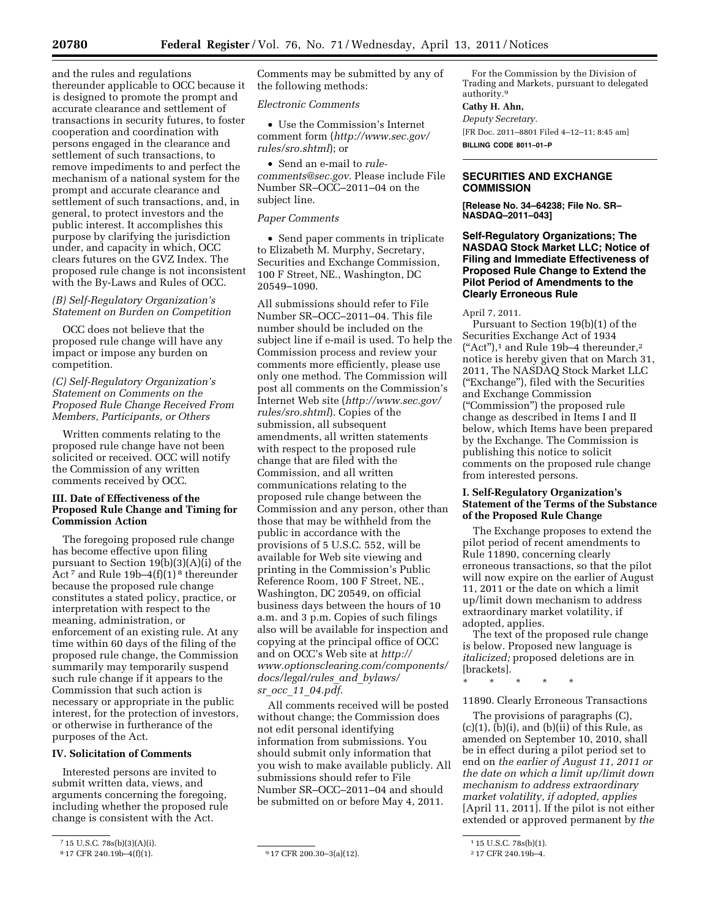and the rules and regulations thereunder applicable to OCC because it is designed to promote the prompt and accurate clearance and settlement of transactions in security futures, to foster cooperation and coordination with persons engaged in the clearance and settlement of such transactions, to remove impediments to and perfect the mechanism of a national system for the prompt and accurate clearance and settlement of such transactions, and, in general, to protect investors and the public interest. It accomplishes this purpose by clarifying the jurisdiction under, and capacity in which, OCC clears futures on the GVZ Index. The proposed rule change is not inconsistent with the By-Laws and Rules of OCC.

*(B) Self-Regulatory Organization's Statement on Burden on Competition*

OCC does not believe that the proposed rule change will have any impact or impose any burden on competition.

*(C) Self-Regulatory Organization's Statement on Comments on the Proposed Rule Change Received From Members, Participants, or Others*

Written comments relating to the proposed rule change have not been solicited or received. OCC will notify the Commission of any written comments received by OCC.

## III. Date of Effectiveness of the Proposed Rule Change and Timing for Commission Action

The foregoing proposed rule change has become effective upon filing pursuant to Section 19(b)(3)(A)(i) of the Act [7] and Rule 19b–4(f)(1) [8] thereunder because the proposed rule change constitutes a stated policy, practice, or interpretation with respect to the meaning, administration, or enforcement of an existing rule. At any time within 60 days of the filing of the proposed rule change, the Commission summarily may temporarily suspend such rule change if it appears to the Commission that such action is necessary or appropriate in the public interest, for the protection of investors, or otherwise in furtherance of the purposes of the Act.

## IV. Solicitation of Comments

Interested persons are invited to submit written data, views, and arguments concerning the foregoing, including whether the proposed rule change is consistent with the Act. Comments may be submitted by any of the following methods:

*Electronic Comments*

- Use the Commission's Internet comment form (*http://www.sec.gov/rules/sro.shtml*); or
- Send an e-mail to *rule-comments@sec.gov.* Please include File Number SR–OCC–2011–04 on the subject line.

*Paper Comments*

- Send paper comments in triplicate to Elizabeth M. Murphy, Secretary, Securities and Exchange Commission, 100 F Street, NE., Washington, DC 20549–1090.

All submissions should refer to File Number SR–OCC–2011–04. This file number should be included on the subject line if e-mail is used. To help the Commission process and review your comments more efficiently, please use only one method. The Commission will post all comments on the Commission's Internet Web site (*http://www.sec.gov/rules/sro.shtml*). Copies of the submission, all subsequent amendments, all written statements with respect to the proposed rule change that are filed with the Commission, and all written communications relating to the proposed rule change between the Commission and any person, other than those that may be withheld from the public in accordance with the provisions of 5 U.S.C. 552, will be available for Web site viewing and printing in the Commission's Public Reference Room, 100 F Street, NE., Washington, DC 20549, on official business days between the hours of 10 a.m. and 3 p.m. Copies of such filings also will be available for inspection and copying at the principal office of OCC and on OCC's Web site at *http://www.optionsclearing.com/components/docs/legal/rules_and_bylaws/sr_occ_11_04.pdf.*

All comments received will be posted without change; the Commission does not edit personal identifying information from submissions. You should submit only information that you wish to make available publicly. All submissions should refer to File Number SR–OCC–2011–04 and should be submitted on or before May 4, 2011.

For the Commission by the Division of Trading and Markets, pursuant to delegated authority.[9]

**Cathy H. Ahn,**

*Deputy Secretary.*

[FR Doc. 2011–8801 Filed 4–12–11; 8:45 am]

**BILLING CODE 8011–01–P**

---

[7] 15 U.S.C. 78s(b)(3)(A)(i).

[8] 17 CFR 240.19b–4(f)(1).

[9] 17 CFR 200.30–3(a)(12).

---

## SECURITIES AND EXCHANGE COMMISSION

**[Release No. 34–64238; File No. SR–NASDAQ–2011–043]**

## Self-Regulatory Organizations; The NASDAQ Stock Market LLC; Notice of Filing and Immediate Effectiveness of Proposed Rule Change to Extend the Pilot Period of Amendments to the Clearly Erroneous Rule

April 7, 2011.

Pursuant to Section 19(b)(1) of the Securities Exchange Act of 1934 ("Act"),[1] and Rule 19b–4 thereunder,[2] notice is hereby given that on March 31, 2011, The NASDAQ Stock Market LLC ("Exchange"), filed with the Securities and Exchange Commission ("Commission") the proposed rule change as described in Items I and II below, which Items have been prepared by the Exchange. The Commission is publishing this notice to solicit comments on the proposed rule change from interested persons.

### I. Self-Regulatory Organization's Statement of the Terms of the Substance of the Proposed Rule Change

The Exchange proposes to extend the pilot period of recent amendments to Rule 11890, concerning clearly erroneous transactions, so that the pilot will now expire on the earlier of August 11, 2011 or the date on which a limit up/limit down mechanism to address extraordinary market volatility, if adopted, applies.

The text of the proposed rule change is below. Proposed new language is *italicized;* proposed deletions are in [brackets].

\* \* \* \* \*

11890. Clearly Erroneous Transactions

The provisions of paragraphs (C), (c)(1), (b)(i), and (b)(ii) of this Rule, as amended on September 10, 2010, shall be in effect during a pilot period set to end on *the earlier of August 11, 2011 or the date on which a limit up/limit down mechanism to address extraordinary market volatility, if adopted, applies* [April 11, 2011]. If the pilot is not either extended or approved permanent by *the*

---

[1] 15 U.S.C. 78s(b)(1).

[2] 17 CFR 240.19b–4.